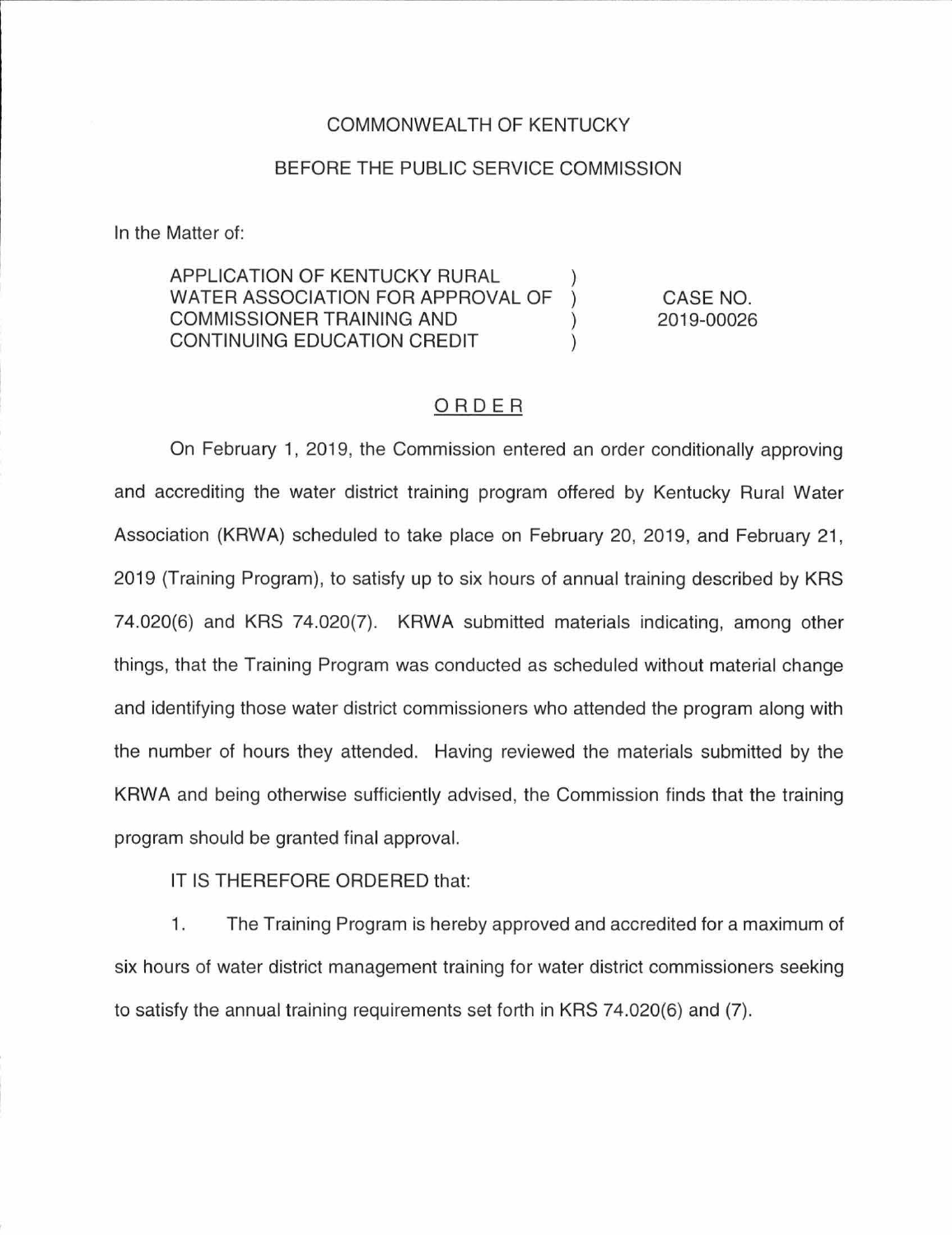COMMONWEALTH OF KENTUCKY

BEFORE THE PUBLIC SERVICE COMMISSION

In the Matter of:

| | | |
|---|---|---|
| APPLICATION OF KENTUCKY RURAL WATER ASSOCIATION FOR APPROVAL OF COMMISSIONER TRAINING AND CONTINUING EDUCATION CREDIT | ) ) ) ) | CASE NO. 2019-00026 |

## ORDER

On February 1, 2019, the Commission entered an order conditionally approving and accrediting the water district training program offered by Kentucky Rural Water Association (KRWA) scheduled to take place on February 20, 2019, and February 21, 2019 (Training Program), to satisfy up to six hours of annual training described by KRS 74.020(6) and KRS 74.020(7). KRWA submitted materials indicating, among other things, that the Training Program was conducted as scheduled without material change and identifying those water district commissioners who attended the program along with the number of hours they attended. Having reviewed the materials submitted by the KRWA and being otherwise sufficiently advised, the Commission finds that the training program should be granted final approval.

IT IS THEREFORE ORDERED that:

1. The Training Program is hereby approved and accredited for a maximum of six hours of water district management training for water district commissioners seeking to satisfy the annual training requirements set forth in KRS 74.020(6) and (7).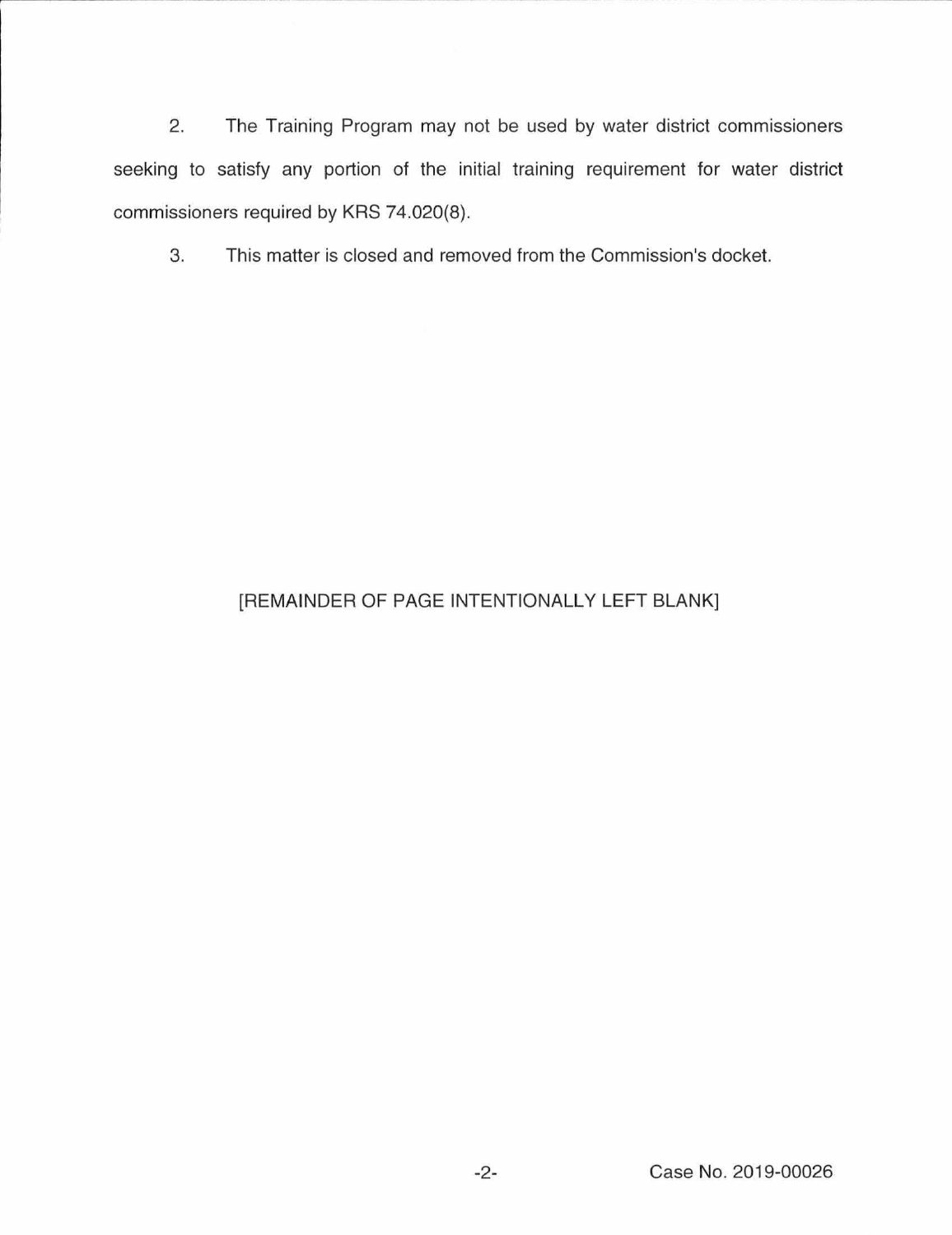2. The Training Program may not be used by water district commissioners seeking to satisfy any portion of the initial training requirement for water district commissioners required by KRS 74.020(8).

3. This matter is closed and removed from the Commission's docket.

[REMAINDER OF PAGE INTENTIONALLY LEFT BLANK]

Case No. 2019-00026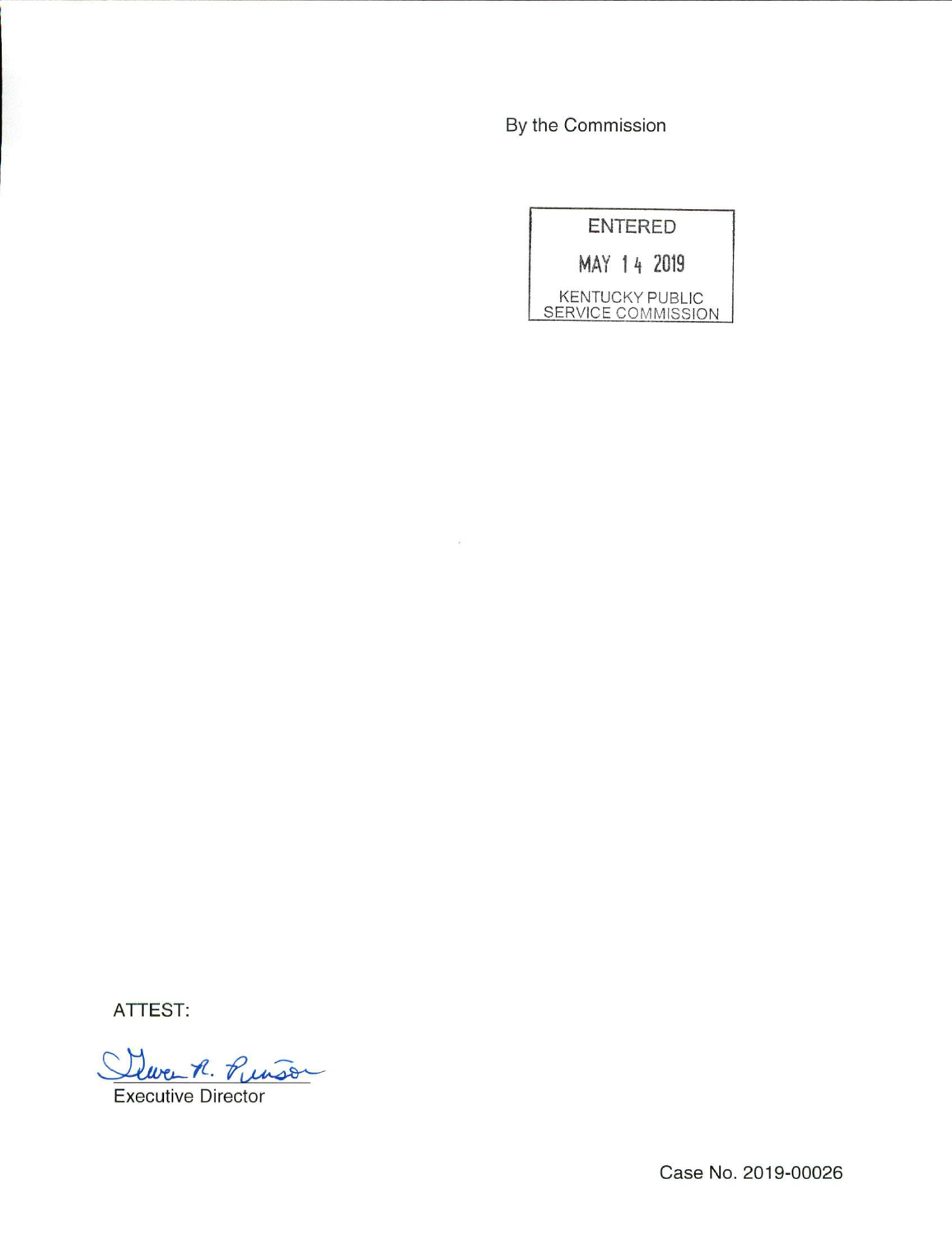By the Commission

ENTERED

MAY 14 2019

KENTUCKY PUBLIC SERVICE COMMISSION

ATTEST:

Gwen R. Pinson

Executive Director

Case No. 2019-00026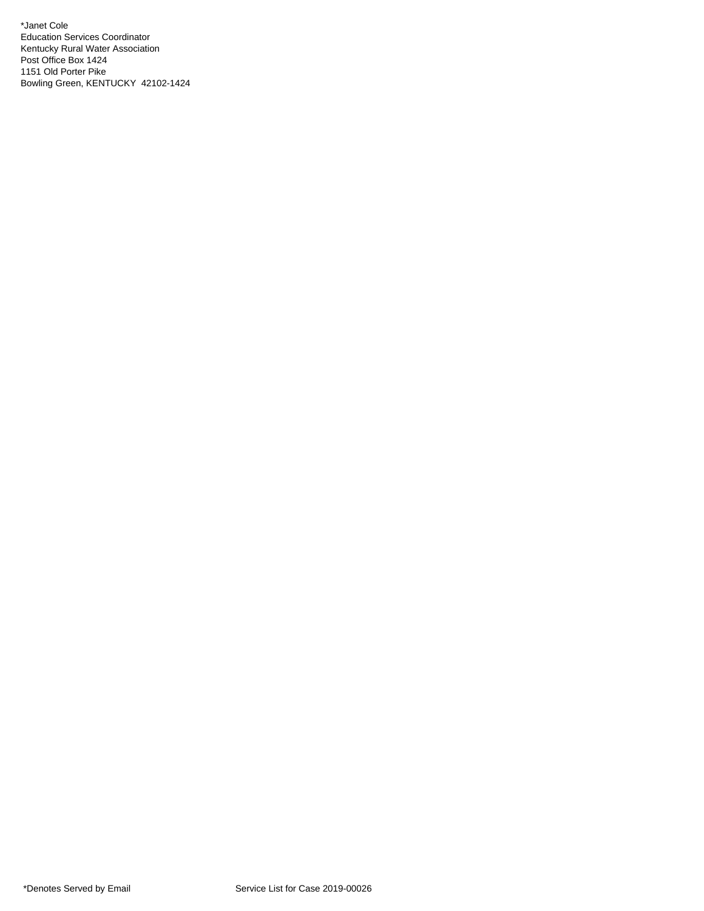*Janet Cole
Education Services Coordinator
Kentucky Rural Water Association
Post Office Box 1424
1151 Old Porter Pike
Bowling Green, KENTUCKY  42102-1424